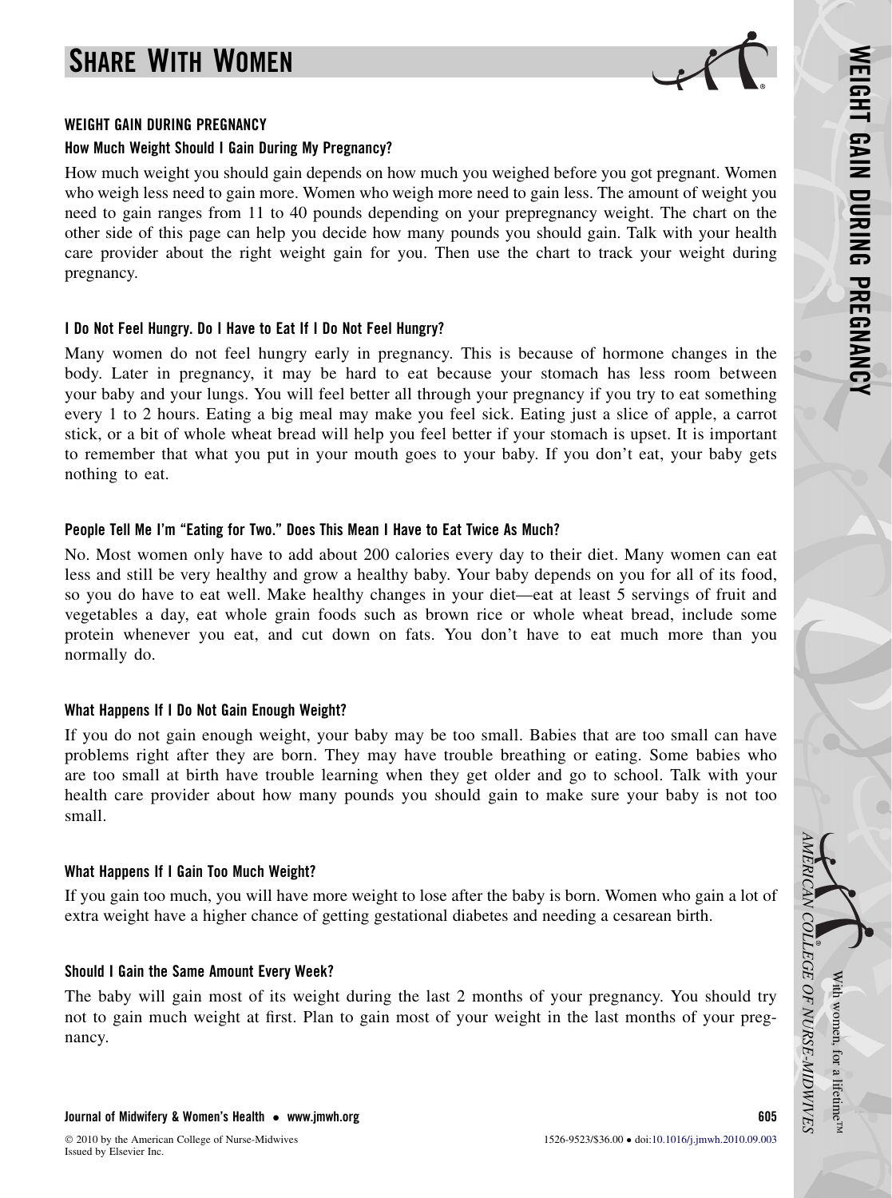# SHARE WITH WOMEN

## WEIGHT GAIN DURING PREGNANCY

### How Much Weight Should I Gain During My Pregnancy?

How much weight you should gain depends on how much you weighed before you got pregnant. Women who weigh less need to gain more. Women who weigh more need to gain less. The amount of weight you need to gain ranges from 11 to 40 pounds depending on your prepregnancy weight. The chart on the other side of this page can help you decide how many pounds you should gain. Talk with your health care provider about the right weight gain for you. Then use the chart to track your weight during pregnancy.

### I Do Not Feel Hungry. Do I Have to Eat If I Do Not Feel Hungry?

Many women do not feel hungry early in pregnancy. This is because of hormone changes in the body. Later in pregnancy, it may be hard to eat because your stomach has less room between your baby and your lungs. You will feel better all through your pregnancy if you try to eat something every 1 to 2 hours. Eating a big meal may make you feel sick. Eating just a slice of apple, a carrot stick, or a bit of whole wheat bread will help you feel better if your stomach is upset. It is important to remember that what you put in your mouth goes to your baby. If you don't eat, your baby gets nothing to eat.

### People Tell Me I'm "Eating for Two." Does This Mean I Have to Eat Twice As Much?

No. Most women only have to add about 200 calories every day to their diet. Many women can eat less and still be very healthy and grow a healthy baby. Your baby depends on you for all of its food, so you do have to eat well. Make healthy changes in your diet—eat at least 5 servings of fruit and vegetables a day, eat whole grain foods such as brown rice or whole wheat bread, include some protein whenever you eat, and cut down on fats. You don't have to eat much more than you normally do.

### What Happens If I Do Not Gain Enough Weight?

If you do not gain enough weight, your baby may be too small. Babies that are too small can have problems right after they are born. They may have trouble breathing or eating. Some babies who are too small at birth have trouble learning when they get older and go to school. Talk with your health care provider about how many pounds you should gain to make sure your baby is not too small.

### What Happens If I Gain Too Much Weight?

If you gain too much, you will have more weight to lose after the baby is born. Women who gain a lot of extra weight have a higher chance of getting gestational diabetes and needing a cesarean birth.

### Should I Gain the Same Amount Every Week?

The baby will gain most of its weight during the last 2 months of your pregnancy. You should try not to gain much weight at first. Plan to gain most of your weight in the last months of your pregnancy.

© 2010 by the American College of Nurse-Midwives
Issued by Elsevier Inc.

1526-9523/$36.00 • doi:10.1016/j.jmwh.2010.09.003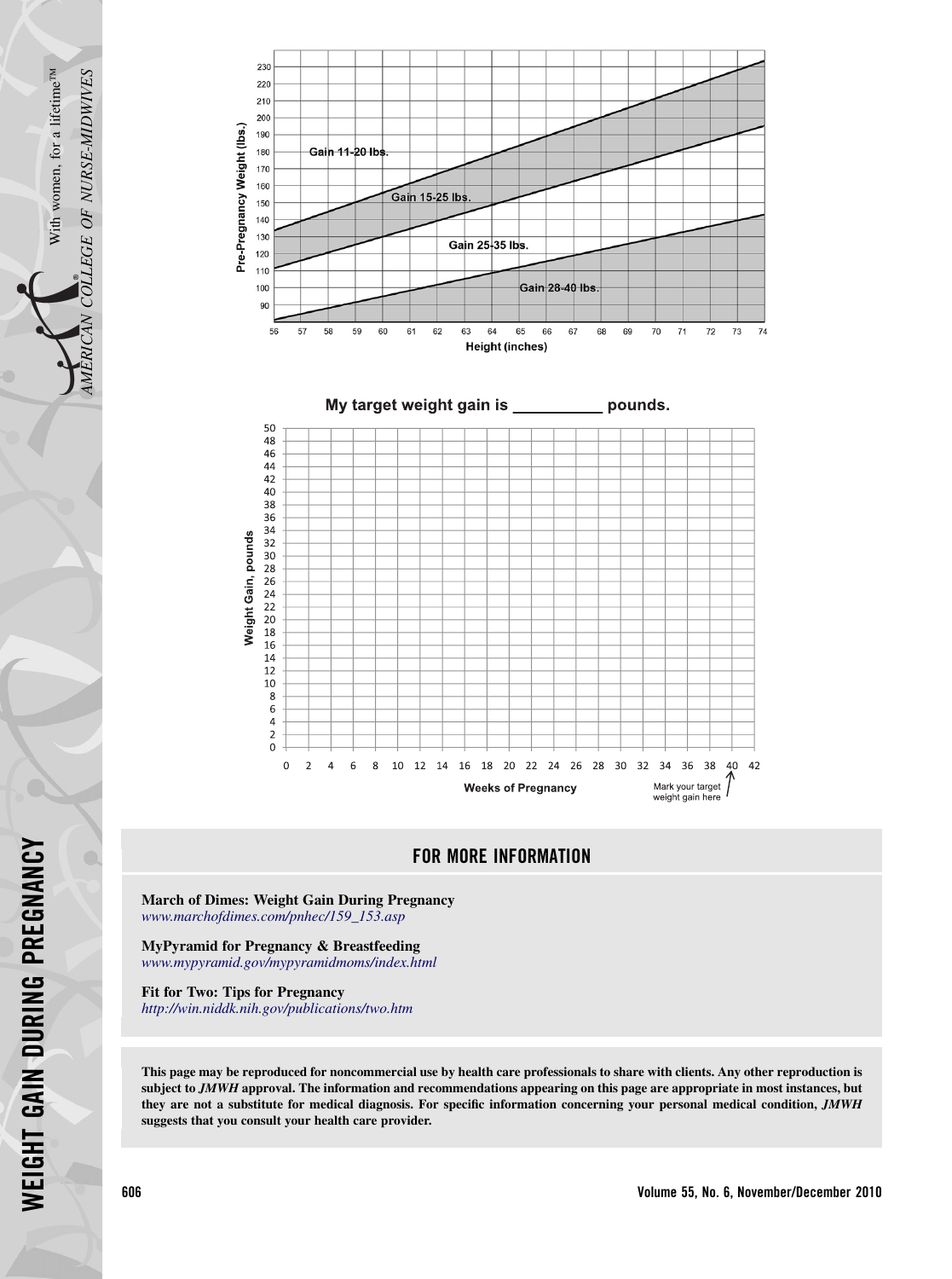Pre-Pregnancy Weight (lbs.)

230
220
210
200
190
180
170
160
150
140
130
120
110
100
90

Gain 11-20 lbs.

Gain 15-25 lbs.

Gain 25-35 lbs.

Gain 28-40 lbs.

56 57 58 59 60 61 62 63 64 65 66 67 68 69 70 71 72 73 74

Height (inches)

**My target weight gain is __________ pounds.**

Weight Gain, pounds

50
48
46
44
42
40
38
36
34
32
30
28
26
24
22
20
18
16
14
12
10
8
6
4
2
0

0 2 4 6 8 10 12 14 16 18 20 22 24 26 28 30 32 34 36 38 40 42

Weeks of Pregnancy

Mark your target weight gain here

## FOR MORE INFORMATION

**March of Dimes: Weight Gain During Pregnancy**
*www.marchofdimes.com/pnhec/159_153.asp*

**MyPyramid for Pregnancy & Breastfeeding**
*www.mypyramid.gov/mypyramidmoms/index.html*

**Fit for Two: Tips for Pregnancy**
*http://win.niddk.nih.gov/publications/two.htm*

**This page may be reproduced for noncommercial use by health care professionals to share with clients. Any other reproduction is subject to *JMWH* approval. The information and recommendations appearing on this page are appropriate in most instances, but they are not a substitute for medical diagnosis. For specific information concerning your personal medical condition, *JMWH* suggests that you consult your health care provider.**